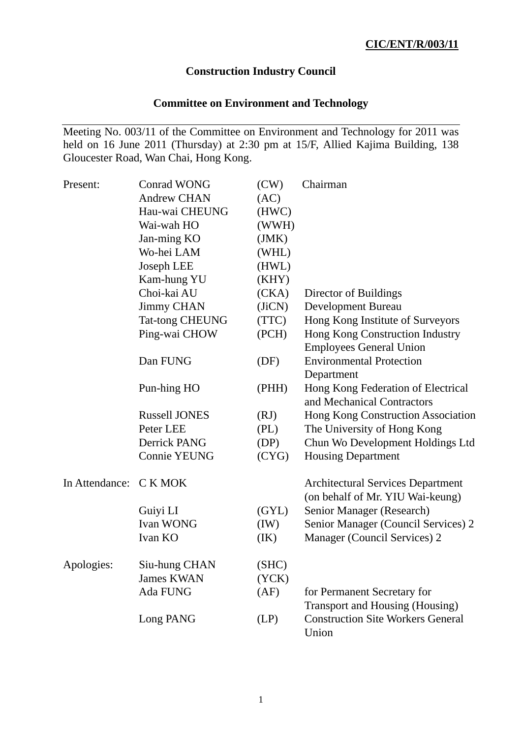**CIC/ENT/R/003/11**

# Construction Industry Council

## Committee on Environment and Technology

---

Meeting No. 003/11 of the Committee on Environment and Technology for 2011 was held on 16 June 2011 (Thursday) at 2:30 pm at 15/F, Allied Kajima Building, 138 Gloucester Road, Wan Chai, Hong Kong.

| | | | |
|---|---|---|---|
| Present: | Conrad WONG | (CW) | Chairman |
| | Andrew CHAN | (AC) | |
| | Hau-wai CHEUNG | (HWC) | |
| | Wai-wah HO | (WWH) | |
| | Jan-ming KO | (JMK) | |
| | Wo-hei LAM | (WHL) | |
| | Joseph LEE | (HWL) | |
| | Kam-hung YU | (KHY) | |
| | Choi-kai AU | (CKA) | Director of Buildings |
| | Jimmy CHAN | (JiCN) | Development Bureau |
| | Tat-tong CHEUNG | (TTC) | Hong Kong Institute of Surveyors |
| | Ping-wai CHOW | (PCH) | Hong Kong Construction Industry Employees General Union |
| | Dan FUNG | (DF) | Environmental Protection Department |
| | Pun-hing HO | (PHH) | Hong Kong Federation of Electrical and Mechanical Contractors |
| | Russell JONES | (RJ) | Hong Kong Construction Association |
| | Peter LEE | (PL) | The University of Hong Kong |
| | Derrick PANG | (DP) | Chun Wo Development Holdings Ltd |
| | Connie YEUNG | (CYG) | Housing Department |
| In Attendance: | C K MOK | | Architectural Services Department (on behalf of Mr. YIU Wai-keung) |
| | Guiyi LI | (GYL) | Senior Manager (Research) |
| | Ivan WONG | (IW) | Senior Manager (Council Services) 2 |
| | Ivan KO | (IK) | Manager (Council Services) 2 |
| Apologies: | Siu-hung CHAN | (SHC) | |
| | James KWAN | (YCK) | |
| | Ada FUNG | (AF) | for Permanent Secretary for Transport and Housing (Housing) |
| | Long PANG | (LP) | Construction Site Workers General Union |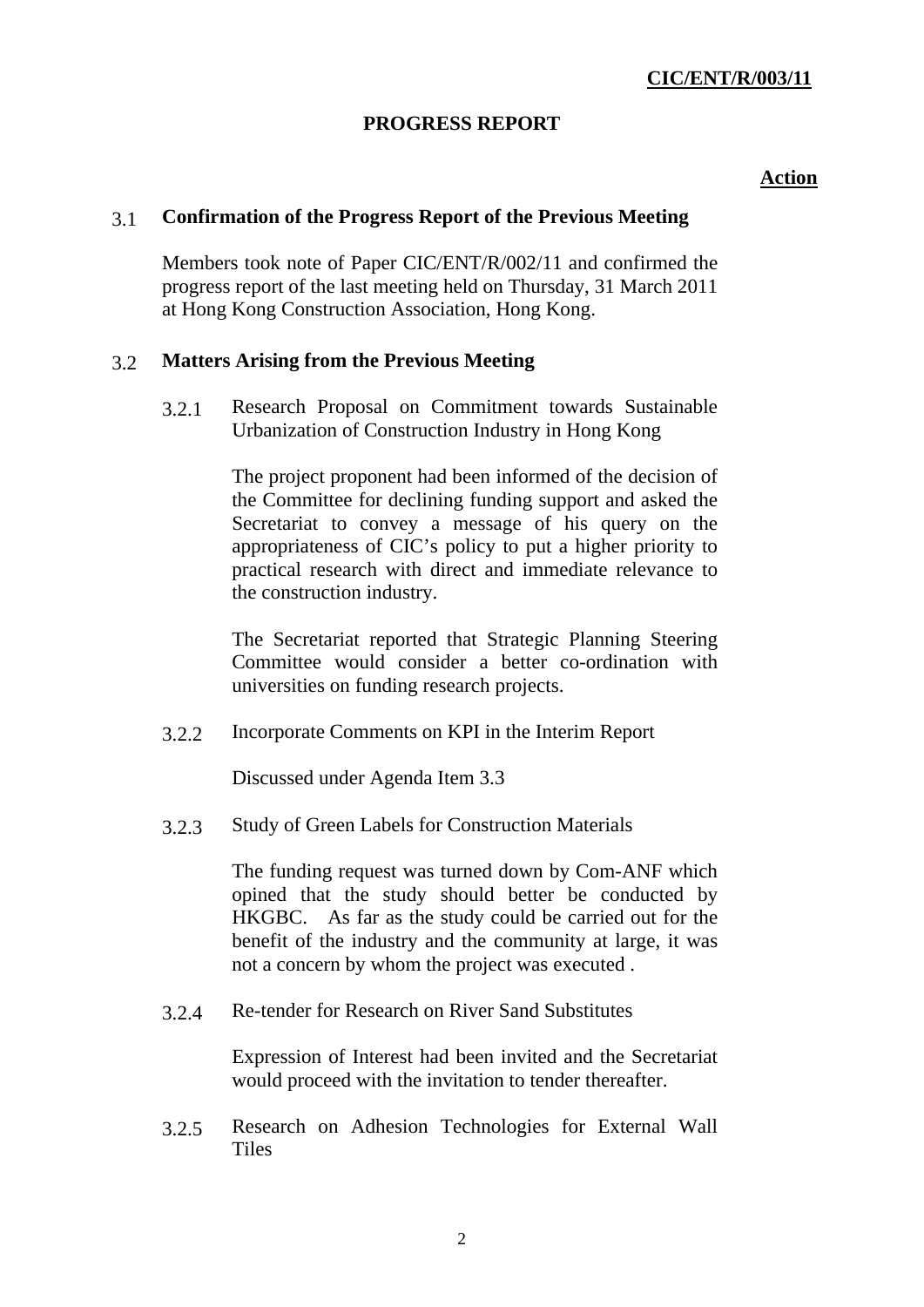**CIC/ENT/R/003/11**

## PROGRESS REPORT

**Action**

### 3.1 Confirmation of the Progress Report of the Previous Meeting

Members took note of Paper CIC/ENT/R/002/11 and confirmed the progress report of the last meeting held on Thursday, 31 March 2011 at Hong Kong Construction Association, Hong Kong.

### 3.2 Matters Arising from the Previous Meeting

3.2.1 Research Proposal on Commitment towards Sustainable Urbanization of Construction Industry in Hong Kong

The project proponent had been informed of the decision of the Committee for declining funding support and asked the Secretariat to convey a message of his query on the appropriateness of CIC's policy to put a higher priority to practical research with direct and immediate relevance to the construction industry.

The Secretariat reported that Strategic Planning Steering Committee would consider a better co-ordination with universities on funding research projects.

3.2.2 Incorporate Comments on KPI in the Interim Report

Discussed under Agenda Item 3.3

3.2.3 Study of Green Labels for Construction Materials

The funding request was turned down by Com-ANF which opined that the study should better be conducted by HKGBC. As far as the study could be carried out for the benefit of the industry and the community at large, it was not a concern by whom the project was executed .

3.2.4 Re-tender for Research on River Sand Substitutes

Expression of Interest had been invited and the Secretariat would proceed with the invitation to tender thereafter.

3.2.5 Research on Adhesion Technologies for External Wall Tiles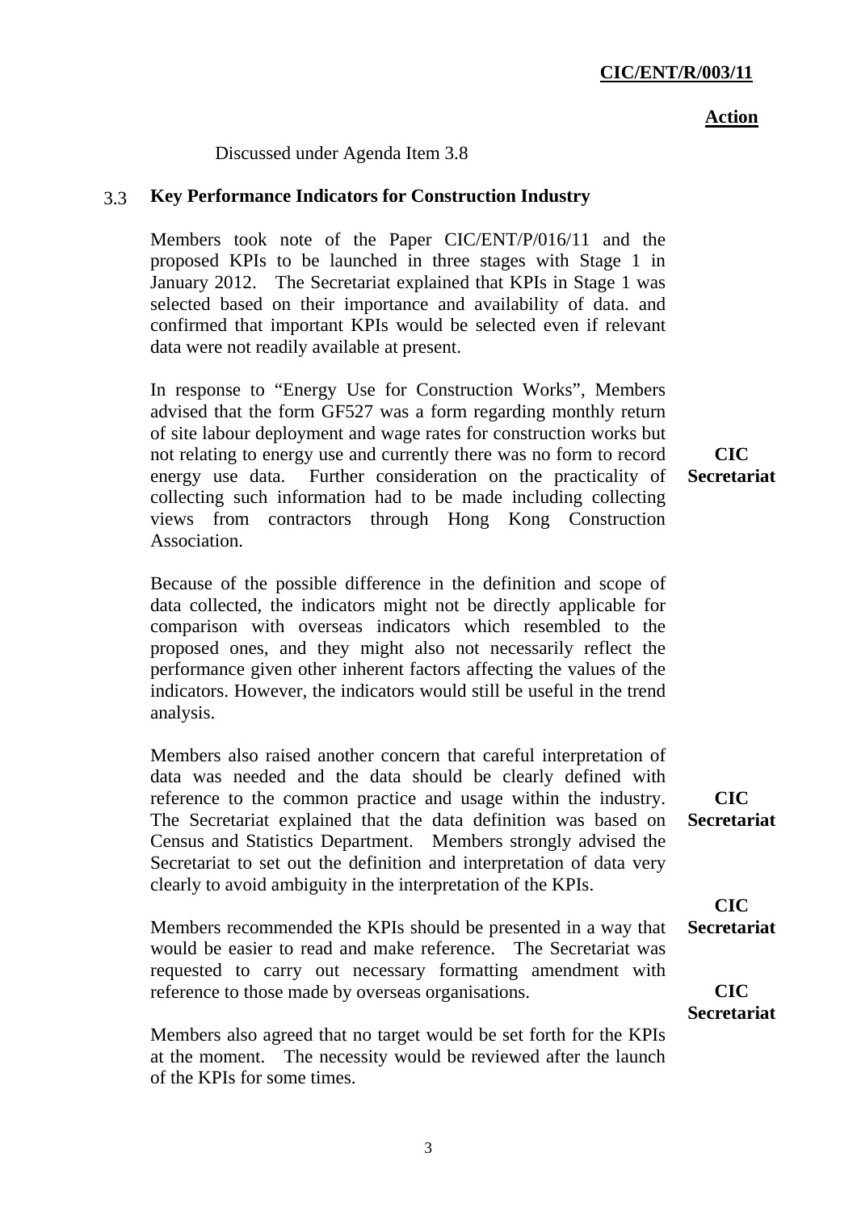**Action**

Discussed under Agenda Item 3.8

### 3.3 Key Performance Indicators for Construction Industry

Members took note of the Paper CIC/ENT/P/016/11 and the proposed KPIs to be launched in three stages with Stage 1 in January 2012. The Secretariat explained that KPIs in Stage 1 was selected based on their importance and availability of data. and confirmed that important KPIs would be selected even if relevant data were not readily available at present.

In response to "Energy Use for Construction Works", Members advised that the form GF527 was a form regarding monthly return of site labour deployment and wage rates for construction works but not relating to energy use and currently there was no form to record energy use data. Further consideration on the practicality of collecting such information had to be made including collecting views from contractors through Hong Kong Construction Association. **CIC Secretariat**

Because of the possible difference in the definition and scope of data collected, the indicators might not be directly applicable for comparison with overseas indicators which resembled to the proposed ones, and they might also not necessarily reflect the performance given other inherent factors affecting the values of the indicators. However, the indicators would still be useful in the trend analysis.

Members also raised another concern that careful interpretation of data was needed and the data should be clearly defined with reference to the common practice and usage within the industry. The Secretariat explained that the data definition was based on Census and Statistics Department. Members strongly advised the Secretariat to set out the definition and interpretation of data very clearly to avoid ambiguity in the interpretation of the KPIs. **CIC Secretariat**

Members recommended the KPIs should be presented in a way that would be easier to read and make reference. The Secretariat was requested to carry out necessary formatting amendment with reference to those made by overseas organisations. **CIC Secretariat**

Members also agreed that no target would be set forth for the KPIs at the moment. The necessity would be reviewed after the launch of the KPIs for some times. **CIC Secretariat**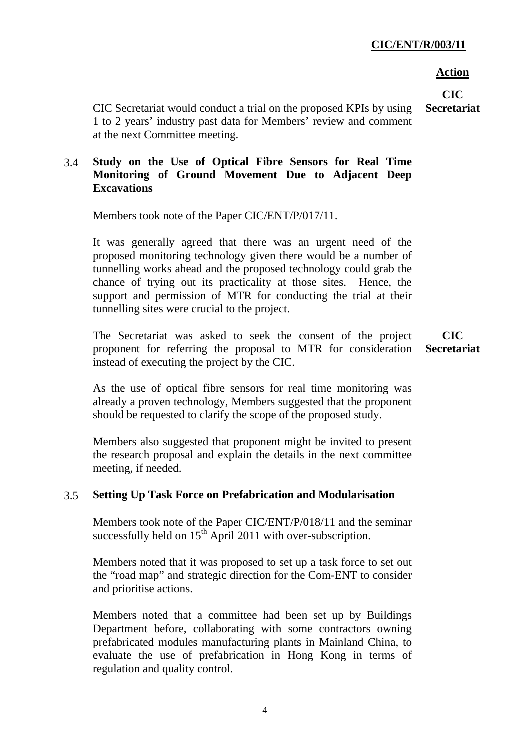**Action**

CIC Secretariat would conduct a trial on the proposed KPIs by using 1 to 2 years' industry past data for Members' review and comment at the next Committee meeting. **CIC Secretariat**

### 3.4 Study on the Use of Optical Fibre Sensors for Real Time Monitoring of Ground Movement Due to Adjacent Deep Excavations

Members took note of the Paper CIC/ENT/P/017/11.

It was generally agreed that there was an urgent need of the proposed monitoring technology given there would be a number of tunnelling works ahead and the proposed technology could grab the chance of trying out its practicality at those sites. Hence, the support and permission of MTR for conducting the trial at their tunnelling sites were crucial to the project.

The Secretariat was asked to seek the consent of the project proponent for referring the proposal to MTR for consideration instead of executing the project by the CIC. **CIC Secretariat**

As the use of optical fibre sensors for real time monitoring was already a proven technology, Members suggested that the proponent should be requested to clarify the scope of the proposed study.

Members also suggested that proponent might be invited to present the research proposal and explain the details in the next committee meeting, if needed.

### 3.5 Setting Up Task Force on Prefabrication and Modularisation

Members took note of the Paper CIC/ENT/P/018/11 and the seminar successfully held on 15th April 2011 with over-subscription.

Members noted that it was proposed to set up a task force to set out the "road map" and strategic direction for the Com-ENT to consider and prioritise actions.

Members noted that a committee had been set up by Buildings Department before, collaborating with some contractors owning prefabricated modules manufacturing plants in Mainland China, to evaluate the use of prefabrication in Hong Kong in terms of regulation and quality control.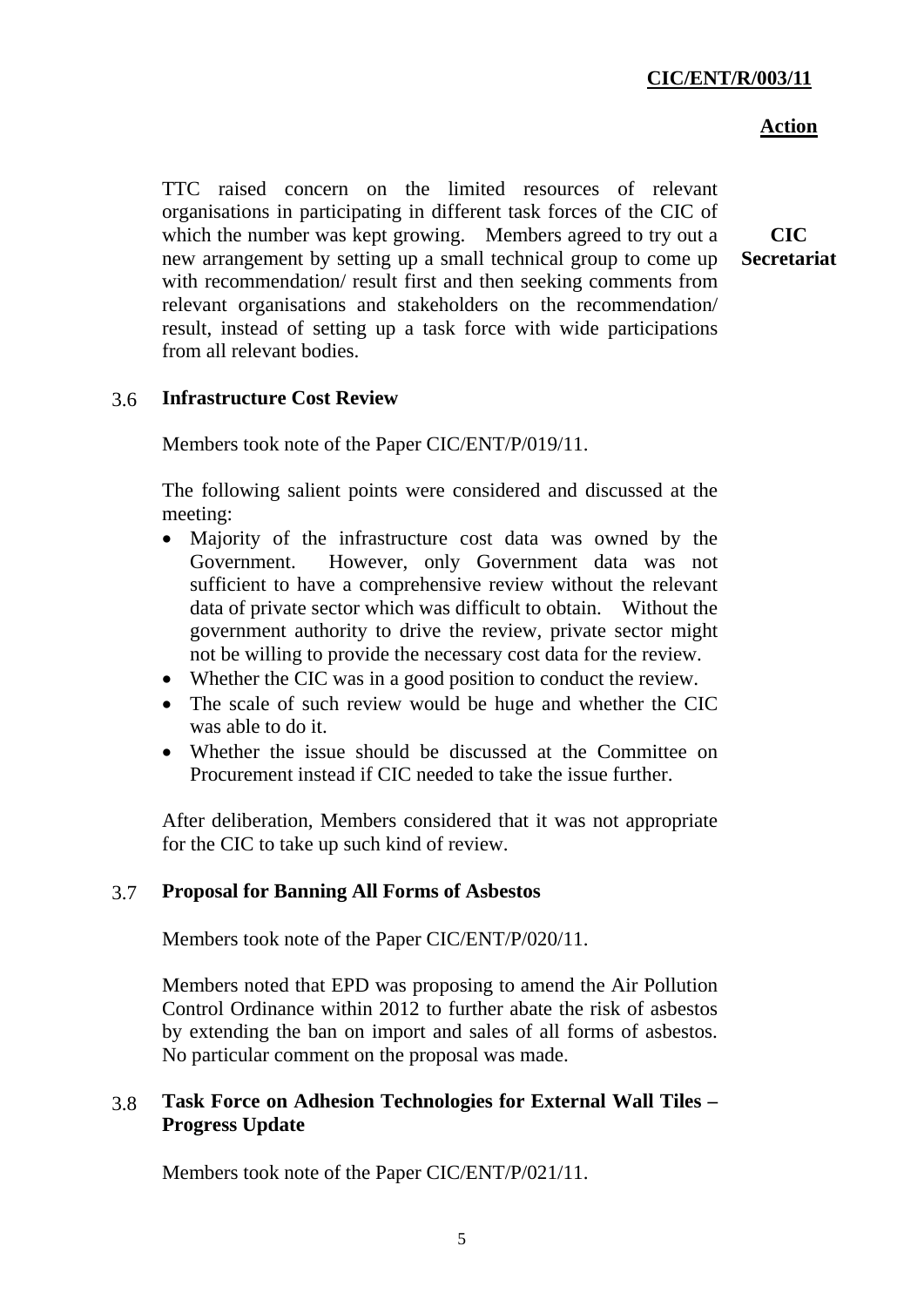**Action**

TTC raised concern on the limited resources of relevant organisations in participating in different task forces of the CIC of which the number was kept growing. Members agreed to try out a new arrangement by setting up a small technical group to come up with recommendation/ result first and then seeking comments from relevant organisations and stakeholders on the recommendation/ result, instead of setting up a task force with wide participations from all relevant bodies. **CIC Secretariat**

### 3.6 Infrastructure Cost Review

Members took note of the Paper CIC/ENT/P/019/11.

The following salient points were considered and discussed at the meeting:

- Majority of the infrastructure cost data was owned by the Government. However, only Government data was not sufficient to have a comprehensive review without the relevant data of private sector which was difficult to obtain. Without the government authority to drive the review, private sector might not be willing to provide the necessary cost data for the review.
- Whether the CIC was in a good position to conduct the review.
- The scale of such review would be huge and whether the CIC was able to do it.
- Whether the issue should be discussed at the Committee on Procurement instead if CIC needed to take the issue further.

After deliberation, Members considered that it was not appropriate for the CIC to take up such kind of review.

### 3.7 Proposal for Banning All Forms of Asbestos

Members took note of the Paper CIC/ENT/P/020/11.

Members noted that EPD was proposing to amend the Air Pollution Control Ordinance within 2012 to further abate the risk of asbestos by extending the ban on import and sales of all forms of asbestos. No particular comment on the proposal was made.

### 3.8 Task Force on Adhesion Technologies for External Wall Tiles – Progress Update

Members took note of the Paper CIC/ENT/P/021/11.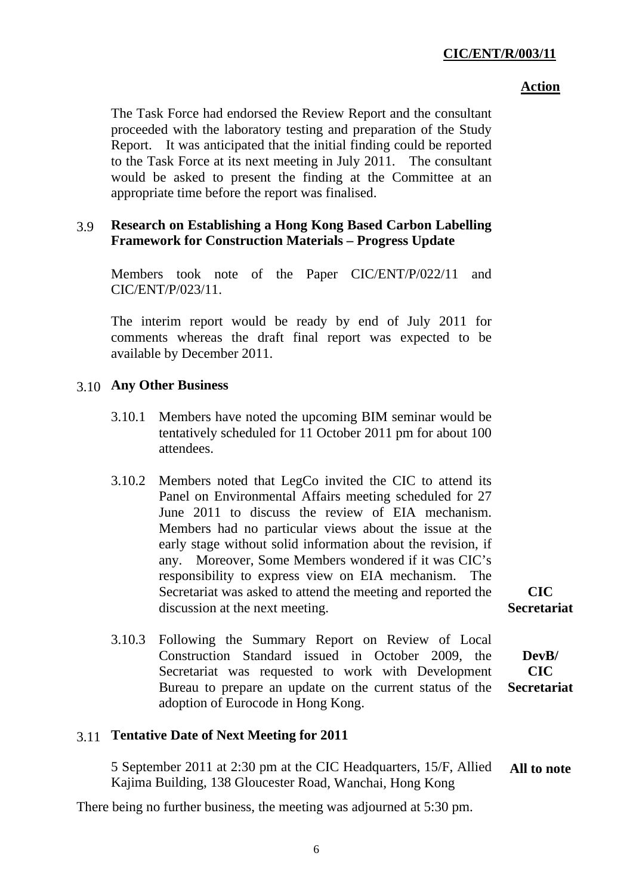**Action**

The Task Force had endorsed the Review Report and the consultant proceeded with the laboratory testing and preparation of the Study Report. It was anticipated that the initial finding could be reported to the Task Force at its next meeting in July 2011. The consultant would be asked to present the finding at the Committee at an appropriate time before the report was finalised.

### 3.9 Research on Establishing a Hong Kong Based Carbon Labelling Framework for Construction Materials – Progress Update

Members took note of the Paper CIC/ENT/P/022/11 and CIC/ENT/P/023/11.

The interim report would be ready by end of July 2011 for comments whereas the draft final report was expected to be available by December 2011.

### 3.10 Any Other Business

3.10.1 Members have noted the upcoming BIM seminar would be tentatively scheduled for 11 October 2011 pm for about 100 attendees.

3.10.2 Members noted that LegCo invited the CIC to attend its Panel on Environmental Affairs meeting scheduled for 27 June 2011 to discuss the review of EIA mechanism. Members had no particular views about the issue at the early stage without solid information about the revision, if any. Moreover, Some Members wondered if it was CIC's responsibility to express view on EIA mechanism. The Secretariat was asked to attend the meeting and reported the discussion at the next meeting. **CIC Secretariat**

3.10.3 Following the Summary Report on Review of Local Construction Standard issued in October 2009, the Secretariat was requested to work with Development Bureau to prepare an update on the current status of the adoption of Eurocode in Hong Kong. **DevB/ CIC Secretariat**

### 3.11 Tentative Date of Next Meeting for 2011

5 September 2011 at 2:30 pm at the CIC Headquarters, 15/F, Allied Kajima Building, 138 Gloucester Road, Wanchai, Hong Kong **All to note**

There being no further business, the meeting was adjourned at 5:30 pm.